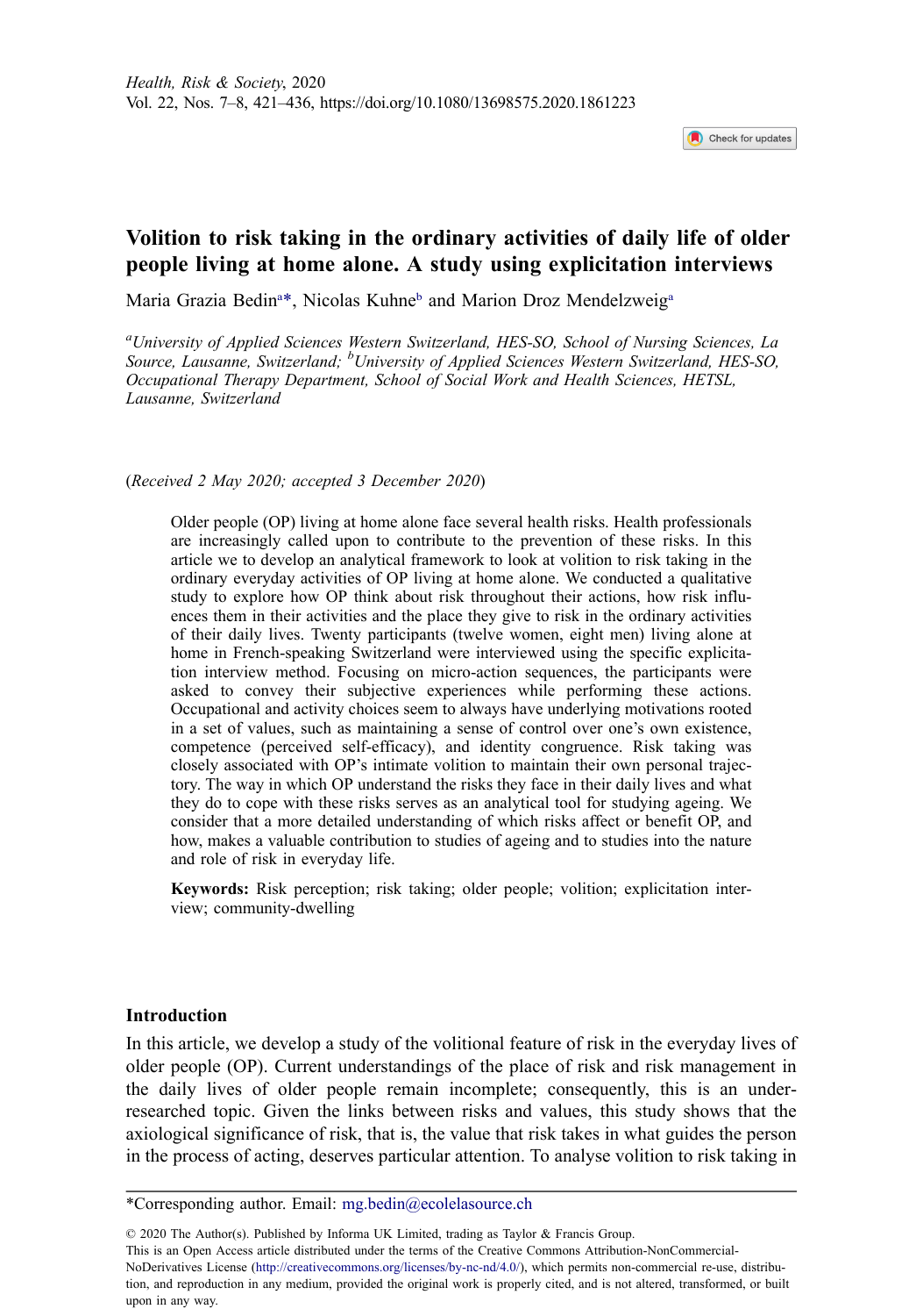*Health, Risk & Society*, 2020
Vol. 22, Nos. 7–8, 421–436, https://doi.org/10.1080/13698575.2020.1861223

# Volition to risk taking in the ordinary activities of daily life of older people living at home alone. A study using explicitation interviews

Maria Grazia Bedin[a]*, Nicolas Kuhne[b] and Marion Droz Mendelzweig[a]

[a]*University of Applied Sciences Western Switzerland, HES-SO, School of Nursing Sciences, La Source, Lausanne, Switzerland;* [b]*University of Applied Sciences Western Switzerland, HES-SO, Occupational Therapy Department, School of Social Work and Health Sciences, HETSL, Lausanne, Switzerland*

(*Received 2 May 2020; accepted 3 December 2020*)

Older people (OP) living at home alone face several health risks. Health professionals are increasingly called upon to contribute to the prevention of these risks. In this article we to develop an analytical framework to look at volition to risk taking in the ordinary everyday activities of OP living at home alone. We conducted a qualitative study to explore how OP think about risk throughout their actions, how risk influences them in their activities and the place they give to risk in the ordinary activities of their daily lives. Twenty participants (twelve women, eight men) living alone at home in French-speaking Switzerland were interviewed using the specific explicitation interview method. Focusing on micro-action sequences, the participants were asked to convey their subjective experiences while performing these actions. Occupational and activity choices seem to always have underlying motivations rooted in a set of values, such as maintaining a sense of control over one's own existence, competence (perceived self-efficacy), and identity congruence. Risk taking was closely associated with OP's intimate volition to maintain their own personal trajectory. The way in which OP understand the risks they face in their daily lives and what they do to cope with these risks serves as an analytical tool for studying ageing. We consider that a more detailed understanding of which risks affect or benefit OP, and how, makes a valuable contribution to studies of ageing and to studies into the nature and role of risk in everyday life.

**Keywords:** Risk perception; risk taking; older people; volition; explicitation interview; community-dwelling

## Introduction

In this article, we develop a study of the volitional feature of risk in the everyday lives of older people (OP). Current understandings of the place of risk and risk management in the daily lives of older people remain incomplete; consequently, this is an under-researched topic. Given the links between risks and values, this study shows that the axiological significance of risk, that is, the value that risk takes in what guides the person in the process of acting, deserves particular attention. To analyse volition to risk taking in

*Corresponding author. Email: mg.bedin@ecolelasource.ch

© 2020 The Author(s). Published by Informa UK Limited, trading as Taylor & Francis Group.
This is an Open Access article distributed under the terms of the Creative Commons Attribution-NonCommercial-NoDerivatives License (http://creativecommons.org/licenses/by-nc-nd/4.0/), which permits non-commercial re-use, distribution, and reproduction in any medium, provided the original work is properly cited, and is not altered, transformed, or built upon in any way.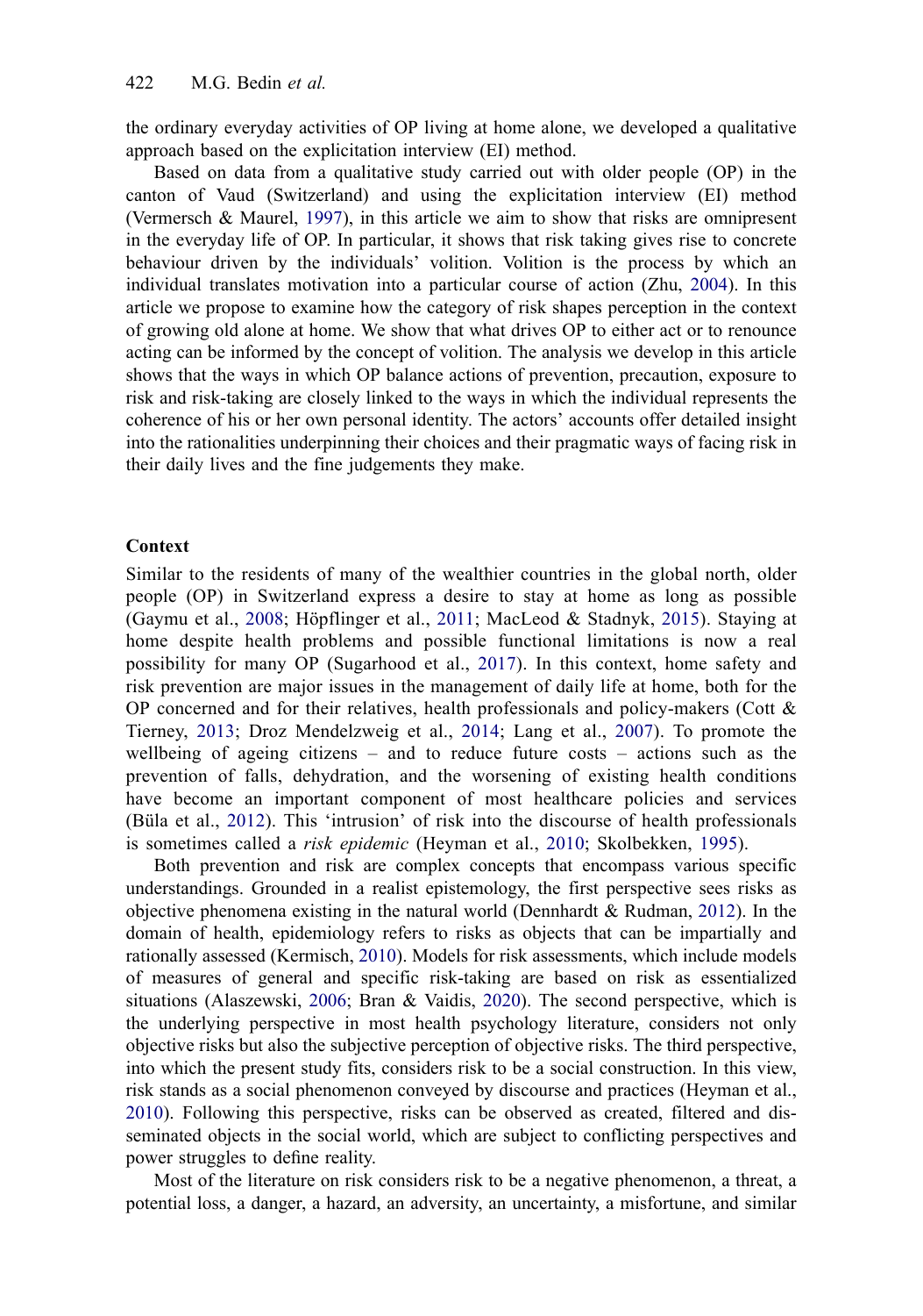the ordinary everyday activities of OP living at home alone, we developed a qualitative approach based on the explicitation interview (EI) method.

Based on data from a qualitative study carried out with older people (OP) in the canton of Vaud (Switzerland) and using the explicitation interview (EI) method (Vermersch & Maurel, 1997), in this article we aim to show that risks are omnipresent in the everyday life of OP. In particular, it shows that risk taking gives rise to concrete behaviour driven by the individuals' volition. Volition is the process by which an individual translates motivation into a particular course of action (Zhu, 2004). In this article we propose to examine how the category of risk shapes perception in the context of growing old alone at home. We show that what drives OP to either act or to renounce acting can be informed by the concept of volition. The analysis we develop in this article shows that the ways in which OP balance actions of prevention, precaution, exposure to risk and risk-taking are closely linked to the ways in which the individual represents the coherence of his or her own personal identity. The actors' accounts offer detailed insight into the rationalities underpinning their choices and their pragmatic ways of facing risk in their daily lives and the fine judgements they make.

## Context

Similar to the residents of many of the wealthier countries in the global north, older people (OP) in Switzerland express a desire to stay at home as long as possible (Gaymu et al., 2008; Höpflinger et al., 2011; MacLeod & Stadnyk, 2015). Staying at home despite health problems and possible functional limitations is now a real possibility for many OP (Sugarhood et al., 2017). In this context, home safety and risk prevention are major issues in the management of daily life at home, both for the OP concerned and for their relatives, health professionals and policy-makers (Cott & Tierney, 2013; Droz Mendelzweig et al., 2014; Lang et al., 2007). To promote the wellbeing of ageing citizens – and to reduce future costs – actions such as the prevention of falls, dehydration, and the worsening of existing health conditions have become an important component of most healthcare policies and services (Büla et al., 2012). This 'intrusion' of risk into the discourse of health professionals is sometimes called a *risk epidemic* (Heyman et al., 2010; Skolbekken, 1995).

Both prevention and risk are complex concepts that encompass various specific understandings. Grounded in a realist epistemology, the first perspective sees risks as objective phenomena existing in the natural world (Dennhardt & Rudman, 2012). In the domain of health, epidemiology refers to risks as objects that can be impartially and rationally assessed (Kermisch, 2010). Models for risk assessments, which include models of measures of general and specific risk-taking are based on risk as essentialized situations (Alaszewski, 2006; Bran & Vaidis, 2020). The second perspective, which is the underlying perspective in most health psychology literature, considers not only objective risks but also the subjective perception of objective risks. The third perspective, into which the present study fits, considers risk to be a social construction. In this view, risk stands as a social phenomenon conveyed by discourse and practices (Heyman et al., 2010). Following this perspective, risks can be observed as created, filtered and disseminated objects in the social world, which are subject to conflicting perspectives and power struggles to define reality.

Most of the literature on risk considers risk to be a negative phenomenon, a threat, a potential loss, a danger, a hazard, an adversity, an uncertainty, a misfortune, and similar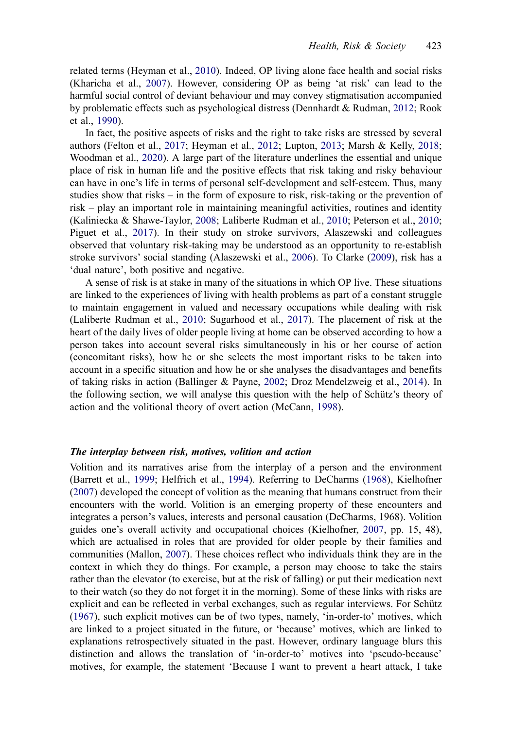related terms (Heyman et al., 2010). Indeed, OP living alone face health and social risks (Kharicha et al., 2007). However, considering OP as being 'at risk' can lead to the harmful social control of deviant behaviour and may convey stigmatisation accompanied by problematic effects such as psychological distress (Dennhardt & Rudman, 2012; Rook et al., 1990).

In fact, the positive aspects of risks and the right to take risks are stressed by several authors (Felton et al., 2017; Heyman et al., 2012; Lupton, 2013; Marsh & Kelly, 2018; Woodman et al., 2020). A large part of the literature underlines the essential and unique place of risk in human life and the positive effects that risk taking and risky behaviour can have in one's life in terms of personal self-development and self-esteem. Thus, many studies show that risks – in the form of exposure to risk, risk-taking or the prevention of risk – play an important role in maintaining meaningful activities, routines and identity (Kaliniecka & Shawe-Taylor, 2008; Laliberte Rudman et al., 2010; Peterson et al., 2010; Piguet et al., 2017). In their study on stroke survivors, Alaszewski and colleagues observed that voluntary risk-taking may be understood as an opportunity to re-establish stroke survivors' social standing (Alaszewski et al., 2006). To Clarke (2009), risk has a 'dual nature', both positive and negative.

A sense of risk is at stake in many of the situations in which OP live. These situations are linked to the experiences of living with health problems as part of a constant struggle to maintain engagement in valued and necessary occupations while dealing with risk (Laliberte Rudman et al., 2010; Sugarhood et al., 2017). The placement of risk at the heart of the daily lives of older people living at home can be observed according to how a person takes into account several risks simultaneously in his or her course of action (concomitant risks), how he or she selects the most important risks to be taken into account in a specific situation and how he or she analyses the disadvantages and benefits of taking risks in action (Ballinger & Payne, 2002; Droz Mendelzweig et al., 2014). In the following section, we will analyse this question with the help of Schütz's theory of action and the volitional theory of overt action (McCann, 1998).

### *The interplay between risk, motives, volition and action*

Volition and its narratives arise from the interplay of a person and the environment (Barrett et al., 1999; Helfrich et al., 1994). Referring to DeCharms (1968), Kielhofner (2007) developed the concept of volition as the meaning that humans construct from their encounters with the world. Volition is an emerging property of these encounters and integrates a person's values, interests and personal causation (DeCharms, 1968). Volition guides one's overall activity and occupational choices (Kielhofner, 2007, pp. 15, 48), which are actualised in roles that are provided for older people by their families and communities (Mallon, 2007). These choices reflect who individuals think they are in the context in which they do things. For example, a person may choose to take the stairs rather than the elevator (to exercise, but at the risk of falling) or put their medication next to their watch (so they do not forget it in the morning). Some of these links with risks are explicit and can be reflected in verbal exchanges, such as regular interviews. For Schütz (1967), such explicit motives can be of two types, namely, 'in-order-to' motives, which are linked to a project situated in the future, or 'because' motives, which are linked to explanations retrospectively situated in the past. However, ordinary language blurs this distinction and allows the translation of 'in-order-to' motives into 'pseudo-because' motives, for example, the statement 'Because I want to prevent a heart attack, I take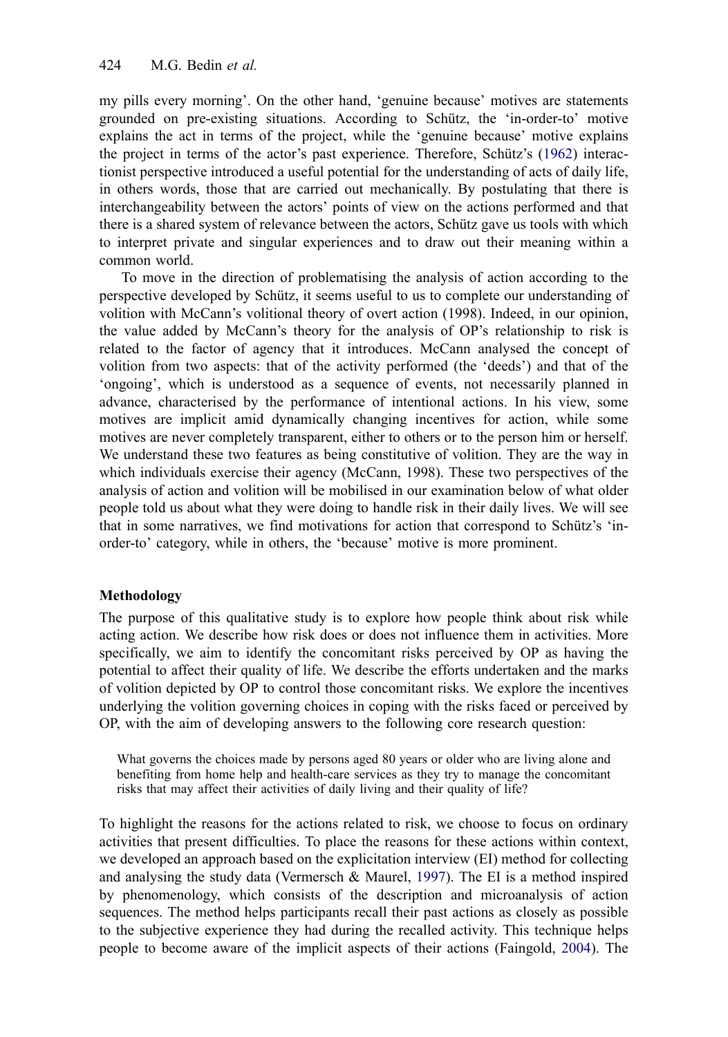my pills every morning'. On the other hand, 'genuine because' motives are statements grounded on pre-existing situations. According to Schütz, the 'in-order-to' motive explains the act in terms of the project, while the 'genuine because' motive explains the project in terms of the actor's past experience. Therefore, Schütz's (1962) interactionist perspective introduced a useful potential for the understanding of acts of daily life, in others words, those that are carried out mechanically. By postulating that there is interchangeability between the actors' points of view on the actions performed and that there is a shared system of relevance between the actors, Schütz gave us tools with which to interpret private and singular experiences and to draw out their meaning within a common world.

To move in the direction of problematising the analysis of action according to the perspective developed by Schütz, it seems useful to us to complete our understanding of volition with McCann's volitional theory of overt action (1998). Indeed, in our opinion, the value added by McCann's theory for the analysis of OP's relationship to risk is related to the factor of agency that it introduces. McCann analysed the concept of volition from two aspects: that of the activity performed (the 'deeds') and that of the 'ongoing', which is understood as a sequence of events, not necessarily planned in advance, characterised by the performance of intentional actions. In his view, some motives are implicit amid dynamically changing incentives for action, while some motives are never completely transparent, either to others or to the person him or herself. We understand these two features as being constitutive of volition. They are the way in which individuals exercise their agency (McCann, 1998). These two perspectives of the analysis of action and volition will be mobilised in our examination below of what older people told us about what they were doing to handle risk in their daily lives. We will see that in some narratives, we find motivations for action that correspond to Schütz's 'in-order-to' category, while in others, the 'because' motive is more prominent.

## Methodology

The purpose of this qualitative study is to explore how people think about risk while acting action. We describe how risk does or does not influence them in activities. More specifically, we aim to identify the concomitant risks perceived by OP as having the potential to affect their quality of life. We describe the efforts undertaken and the marks of volition depicted by OP to control those concomitant risks. We explore the incentives underlying the volition governing choices in coping with the risks faced or perceived by OP, with the aim of developing answers to the following core research question:

> What governs the choices made by persons aged 80 years or older who are living alone and benefiting from home help and health-care services as they try to manage the concomitant risks that may affect their activities of daily living and their quality of life?

To highlight the reasons for the actions related to risk, we choose to focus on ordinary activities that present difficulties. To place the reasons for these actions within context, we developed an approach based on the explicitation interview (EI) method for collecting and analysing the study data (Vermersch & Maurel, 1997). The EI is a method inspired by phenomenology, which consists of the description and microanalysis of action sequences. The method helps participants recall their past actions as closely as possible to the subjective experience they had during the recalled activity. This technique helps people to become aware of the implicit aspects of their actions (Faingold, 2004). The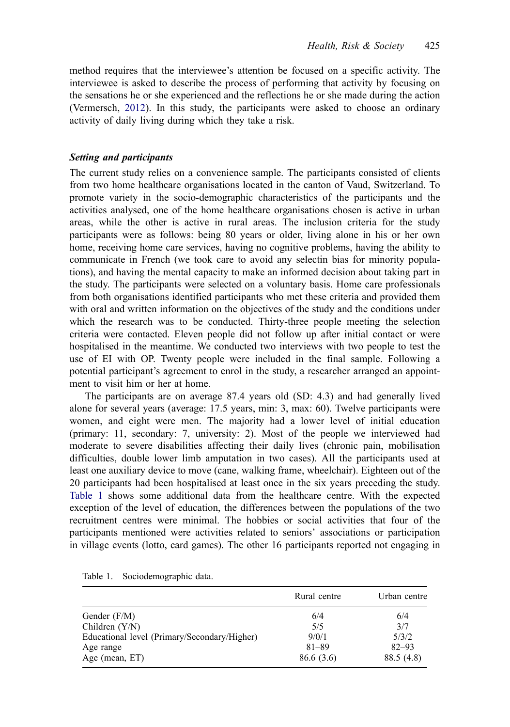method requires that the interviewee's attention be focused on a specific activity. The interviewee is asked to describe the process of performing that activity by focusing on the sensations he or she experienced and the reflections he or she made during the action (Vermersch, 2012). In this study, the participants were asked to choose an ordinary activity of daily living during which they take a risk.

### *Setting and participants*

The current study relies on a convenience sample. The participants consisted of clients from two home healthcare organisations located in the canton of Vaud, Switzerland. To promote variety in the socio-demographic characteristics of the participants and the activities analysed, one of the home healthcare organisations chosen is active in urban areas, while the other is active in rural areas. The inclusion criteria for the study participants were as follows: being 80 years or older, living alone in his or her own home, receiving home care services, having no cognitive problems, having the ability to communicate in French (we took care to avoid any selectin bias for minority populations), and having the mental capacity to make an informed decision about taking part in the study. The participants were selected on a voluntary basis. Home care professionals from both organisations identified participants who met these criteria and provided them with oral and written information on the objectives of the study and the conditions under which the research was to be conducted. Thirty-three people meeting the selection criteria were contacted. Eleven people did not follow up after initial contact or were hospitalised in the meantime. We conducted two interviews with two people to test the use of EI with OP. Twenty people were included in the final sample. Following a potential participant's agreement to enrol in the study, a researcher arranged an appointment to visit him or her at home.

The participants are on average 87.4 years old (SD: 4.3) and had generally lived alone for several years (average: 17.5 years, min: 3, max: 60). Twelve participants were women, and eight were men. The majority had a lower level of initial education (primary: 11, secondary: 7, university: 2). Most of the people we interviewed had moderate to severe disabilities affecting their daily lives (chronic pain, mobilisation difficulties, double lower limb amputation in two cases). All the participants used at least one auxiliary device to move (cane, walking frame, wheelchair). Eighteen out of the 20 participants had been hospitalised at least once in the six years preceding the study. Table 1 shows some additional data from the healthcare centre. With the expected exception of the level of education, the differences between the populations of the two recruitment centres were minimal. The hobbies or social activities that four of the participants mentioned were activities related to seniors' associations or participation in village events (lotto, card games). The other 16 participants reported not engaging in

Table 1. Sociodemographic data.

| | Rural centre | Urban centre |
|---|---|---|
| Gender (F/M) | 6/4 | 6/4 |
| Children (Y/N) | 5/5 | 3/7 |
| Educational level (Primary/Secondary/Higher) | 9/0/1 | 5/3/2 |
| Age range | 81–89 | 82–93 |
| Age (mean, ET) | 86.6 (3.6) | 88.5 (4.8) |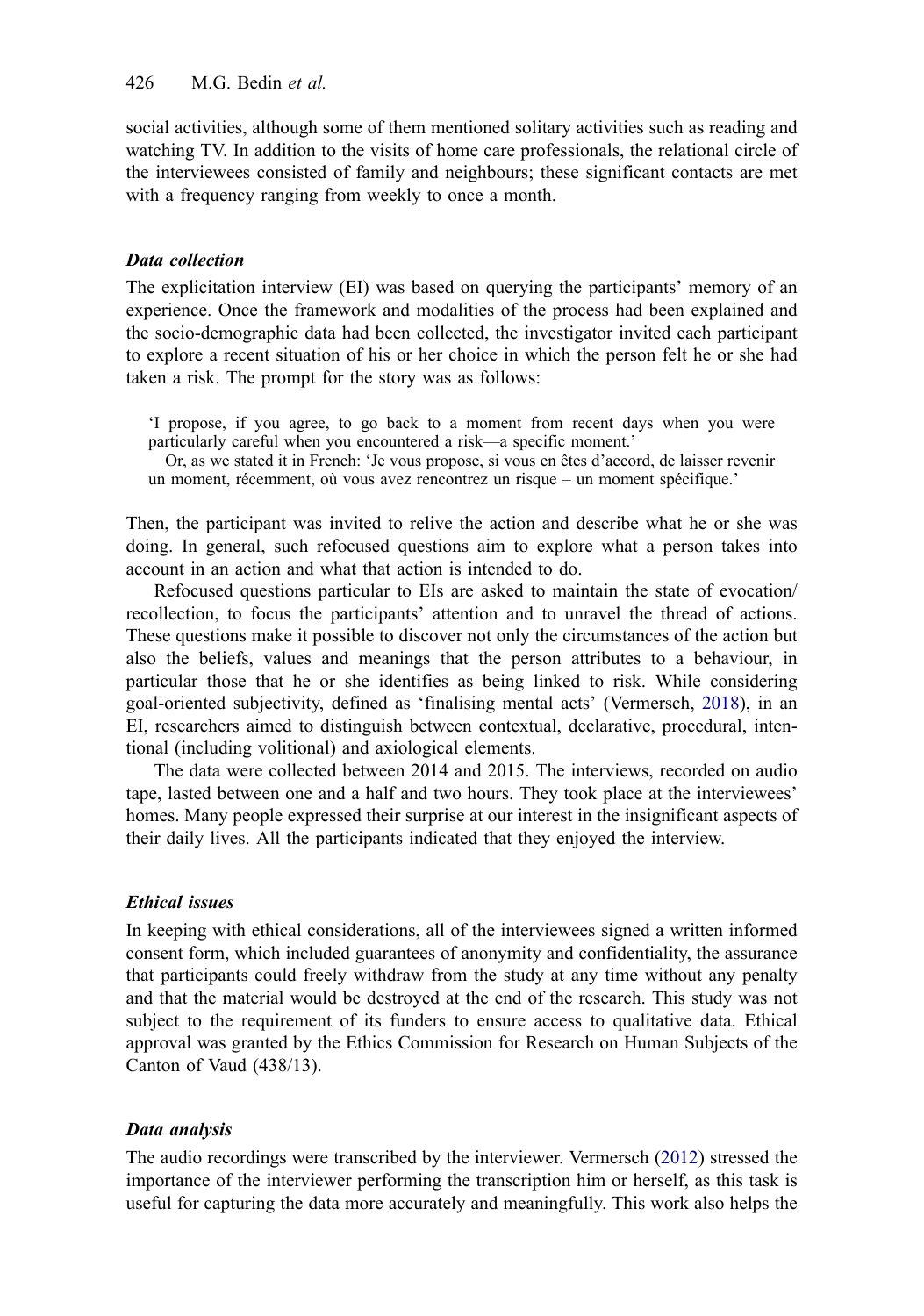social activities, although some of them mentioned solitary activities such as reading and watching TV. In addition to the visits of home care professionals, the relational circle of the interviewees consisted of family and neighbours; these significant contacts are met with a frequency ranging from weekly to once a month.

### *Data collection*

The explicitation interview (EI) was based on querying the participants' memory of an experience. Once the framework and modalities of the process had been explained and the socio-demographic data had been collected, the investigator invited each participant to explore a recent situation of his or her choice in which the person felt he or she had taken a risk. The prompt for the story was as follows:

> 'I propose, if you agree, to go back to a moment from recent days when you were particularly careful when you encountered a risk—a specific moment.'
>
> Or, as we stated it in French: 'Je vous propose, si vous en êtes d'accord, de laisser revenir un moment, récemment, où vous avez rencontrez un risque – un moment spécifique.'

Then, the participant was invited to relive the action and describe what he or she was doing. In general, such refocused questions aim to explore what a person takes into account in an action and what that action is intended to do.

Refocused questions particular to EIs are asked to maintain the state of evocation/recollection, to focus the participants' attention and to unravel the thread of actions. These questions make it possible to discover not only the circumstances of the action but also the beliefs, values and meanings that the person attributes to a behaviour, in particular those that he or she identifies as being linked to risk. While considering goal-oriented subjectivity, defined as 'finalising mental acts' (Vermersch, 2018), in an EI, researchers aimed to distinguish between contextual, declarative, procedural, intentional (including volitional) and axiological elements.

The data were collected between 2014 and 2015. The interviews, recorded on audio tape, lasted between one and a half and two hours. They took place at the interviewees' homes. Many people expressed their surprise at our interest in the insignificant aspects of their daily lives. All the participants indicated that they enjoyed the interview.

### *Ethical issues*

In keeping with ethical considerations, all of the interviewees signed a written informed consent form, which included guarantees of anonymity and confidentiality, the assurance that participants could freely withdraw from the study at any time without any penalty and that the material would be destroyed at the end of the research. This study was not subject to the requirement of its funders to ensure access to qualitative data. Ethical approval was granted by the Ethics Commission for Research on Human Subjects of the Canton of Vaud (438/13).

### *Data analysis*

The audio recordings were transcribed by the interviewer. Vermersch (2012) stressed the importance of the interviewer performing the transcription him or herself, as this task is useful for capturing the data more accurately and meaningfully. This work also helps the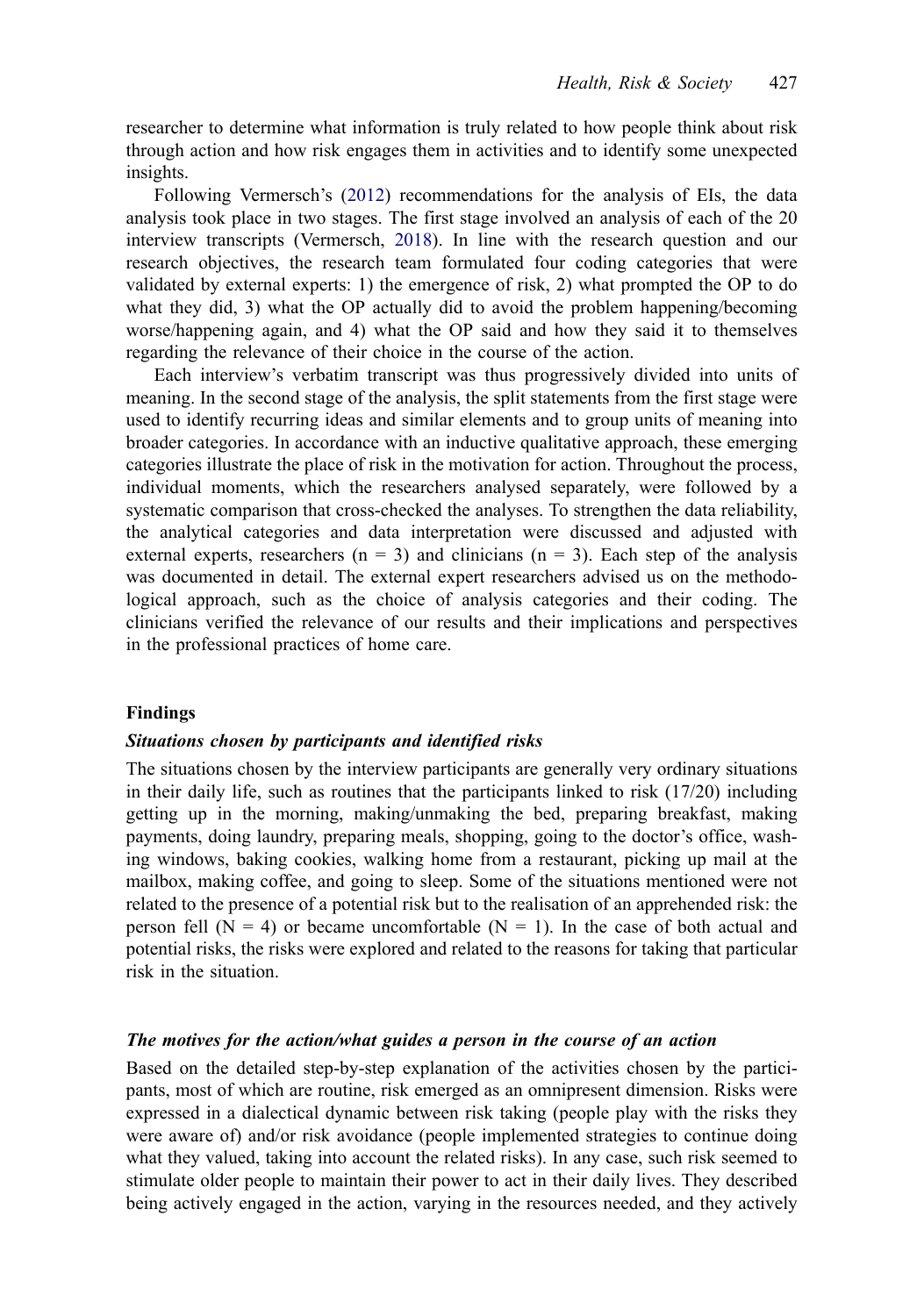researcher to determine what information is truly related to how people think about risk through action and how risk engages them in activities and to identify some unexpected insights.

Following Vermersch's (2012) recommendations for the analysis of EIs, the data analysis took place in two stages. The first stage involved an analysis of each of the 20 interview transcripts (Vermersch, 2018). In line with the research question and our research objectives, the research team formulated four coding categories that were validated by external experts: 1) the emergence of risk, 2) what prompted the OP to do what they did, 3) what the OP actually did to avoid the problem happening/becoming worse/happening again, and 4) what the OP said and how they said it to themselves regarding the relevance of their choice in the course of the action.

Each interview's verbatim transcript was thus progressively divided into units of meaning. In the second stage of the analysis, the split statements from the first stage were used to identify recurring ideas and similar elements and to group units of meaning into broader categories. In accordance with an inductive qualitative approach, these emerging categories illustrate the place of risk in the motivation for action. Throughout the process, individual moments, which the researchers analysed separately, were followed by a systematic comparison that cross-checked the analyses. To strengthen the data reliability, the analytical categories and data interpretation were discussed and adjusted with external experts, researchers (n = 3) and clinicians (n = 3). Each step of the analysis was documented in detail. The external expert researchers advised us on the methodological approach, such as the choice of analysis categories and their coding. The clinicians verified the relevance of our results and their implications and perspectives in the professional practices of home care.

## Findings

### *Situations chosen by participants and identified risks*

The situations chosen by the interview participants are generally very ordinary situations in their daily life, such as routines that the participants linked to risk (17/20) including getting up in the morning, making/unmaking the bed, preparing breakfast, making payments, doing laundry, preparing meals, shopping, going to the doctor's office, washing windows, baking cookies, walking home from a restaurant, picking up mail at the mailbox, making coffee, and going to sleep. Some of the situations mentioned were not related to the presence of a potential risk but to the realisation of an apprehended risk: the person fell (N = 4) or became uncomfortable (N = 1). In the case of both actual and potential risks, the risks were explored and related to the reasons for taking that particular risk in the situation.

### *The motives for the action/what guides a person in the course of an action*

Based on the detailed step-by-step explanation of the activities chosen by the participants, most of which are routine, risk emerged as an omnipresent dimension. Risks were expressed in a dialectical dynamic between risk taking (people play with the risks they were aware of) and/or risk avoidance (people implemented strategies to continue doing what they valued, taking into account the related risks). In any case, such risk seemed to stimulate older people to maintain their power to act in their daily lives. They described being actively engaged in the action, varying in the resources needed, and they actively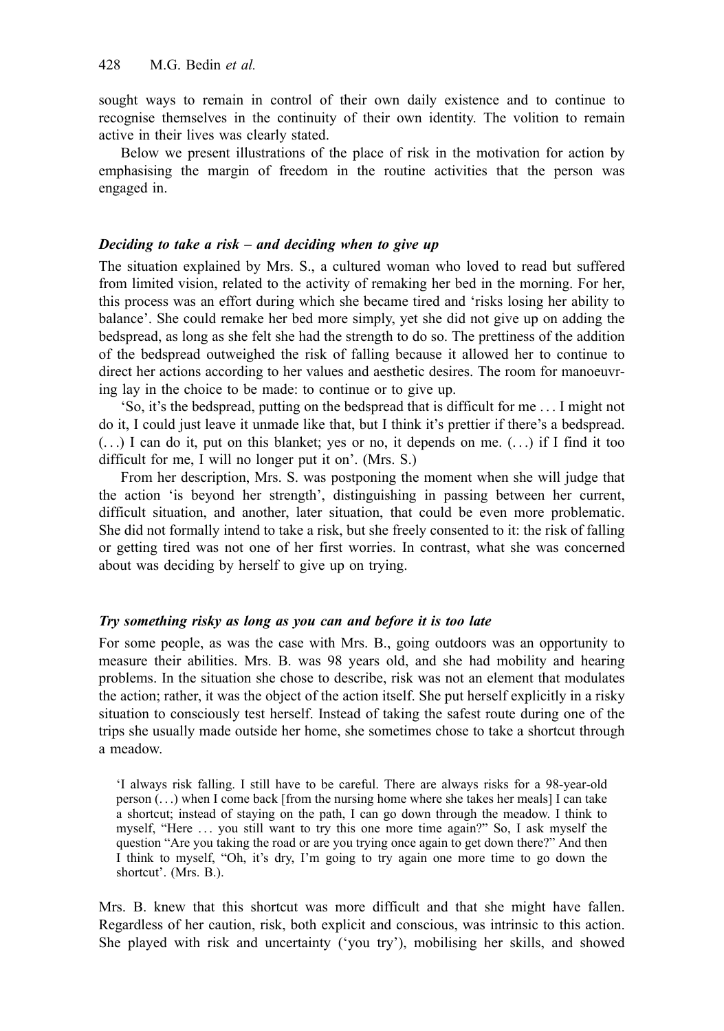sought ways to remain in control of their own daily existence and to continue to recognise themselves in the continuity of their own identity. The volition to remain active in their lives was clearly stated.

Below we present illustrations of the place of risk in the motivation for action by emphasising the margin of freedom in the routine activities that the person was engaged in.

### *Deciding to take a risk – and deciding when to give up*

The situation explained by Mrs. S., a cultured woman who loved to read but suffered from limited vision, related to the activity of remaking her bed in the morning. For her, this process was an effort during which she became tired and 'risks losing her ability to balance'. She could remake her bed more simply, yet she did not give up on adding the bedspread, as long as she felt she had the strength to do so. The prettiness of the addition of the bedspread outweighed the risk of falling because it allowed her to continue to direct her actions according to her values and aesthetic desires. The room for manoeuvring lay in the choice to be made: to continue or to give up.

'So, it's the bedspread, putting on the bedspread that is difficult for me ... I might not do it, I could just leave it unmade like that, but I think it's prettier if there's a bedspread. (...) I can do it, put on this blanket; yes or no, it depends on me. (...) if I find it too difficult for me, I will no longer put it on'. (Mrs. S.)

From her description, Mrs. S. was postponing the moment when she will judge that the action 'is beyond her strength', distinguishing in passing between her current, difficult situation, and another, later situation, that could be even more problematic. She did not formally intend to take a risk, but she freely consented to it: the risk of falling or getting tired was not one of her first worries. In contrast, what she was concerned about was deciding by herself to give up on trying.

### *Try something risky as long as you can and before it is too late*

For some people, as was the case with Mrs. B., going outdoors was an opportunity to measure their abilities. Mrs. B. was 98 years old, and she had mobility and hearing problems. In the situation she chose to describe, risk was not an element that modulates the action; rather, it was the object of the action itself. She put herself explicitly in a risky situation to consciously test herself. Instead of taking the safest route during one of the trips she usually made outside her home, she sometimes chose to take a shortcut through a meadow.

> 'I always risk falling. I still have to be careful. There are always risks for a 98-year-old person (...) when I come back [from the nursing home where she takes her meals] I can take a shortcut; instead of staying on the path, I can go down through the meadow. I think to myself, "Here ... you still want to try this one more time again?" So, I ask myself the question "Are you taking the road or are you trying once again to get down there?" And then I think to myself, "Oh, it's dry, I'm going to try again one more time to go down the shortcut'. (Mrs. B.).

Mrs. B. knew that this shortcut was more difficult and that she might have fallen. Regardless of her caution, risk, both explicit and conscious, was intrinsic to this action. She played with risk and uncertainty ('you try'), mobilising her skills, and showed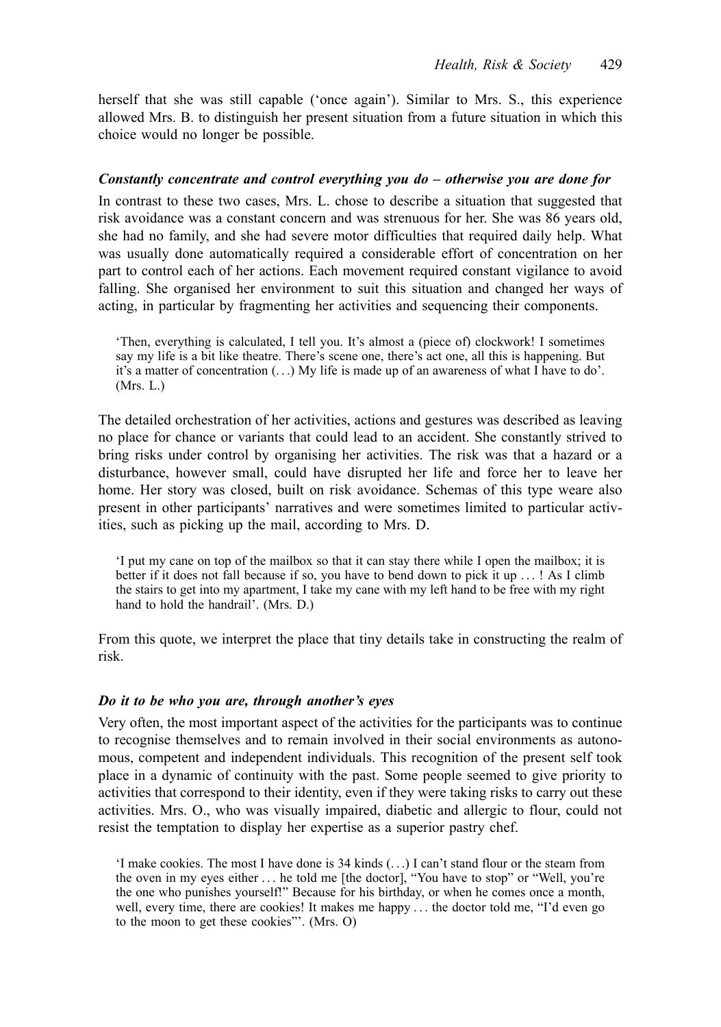herself that she was still capable ('once again'). Similar to Mrs. S., this experience allowed Mrs. B. to distinguish her present situation from a future situation in which this choice would no longer be possible.

### *Constantly concentrate and control everything you do – otherwise you are done for*

In contrast to these two cases, Mrs. L. chose to describe a situation that suggested that risk avoidance was a constant concern and was strenuous for her. She was 86 years old, she had no family, and she had severe motor difficulties that required daily help. What was usually done automatically required a considerable effort of concentration on her part to control each of her actions. Each movement required constant vigilance to avoid falling. She organised her environment to suit this situation and changed her ways of acting, in particular by fragmenting her activities and sequencing their components.

> 'Then, everything is calculated, I tell you. It's almost a (piece of) clockwork! I sometimes say my life is a bit like theatre. There's scene one, there's act one, all this is happening. But it's a matter of concentration (...) My life is made up of an awareness of what I have to do'. (Mrs. L.)

The detailed orchestration of her activities, actions and gestures was described as leaving no place for chance or variants that could lead to an accident. She constantly strived to bring risks under control by organising her activities. The risk was that a hazard or a disturbance, however small, could have disrupted her life and force her to leave her home. Her story was closed, built on risk avoidance. Schemas of this type weare also present in other participants' narratives and were sometimes limited to particular activities, such as picking up the mail, according to Mrs. D.

> 'I put my cane on top of the mailbox so that it can stay there while I open the mailbox; it is better if it does not fall because if so, you have to bend down to pick it up ... ! As I climb the stairs to get into my apartment, I take my cane with my left hand to be free with my right hand to hold the handrail'. (Mrs. D.)

From this quote, we interpret the place that tiny details take in constructing the realm of risk.

### *Do it to be who you are, through another's eyes*

Very often, the most important aspect of the activities for the participants was to continue to recognise themselves and to remain involved in their social environments as autonomous, competent and independent individuals. This recognition of the present self took place in a dynamic of continuity with the past. Some people seemed to give priority to activities that correspond to their identity, even if they were taking risks to carry out these activities. Mrs. O., who was visually impaired, diabetic and allergic to flour, could not resist the temptation to display her expertise as a superior pastry chef.

> 'I make cookies. The most I have done is 34 kinds (...) I can't stand flour or the steam from the oven in my eyes either ... he told me [the doctor], "You have to stop" or "Well, you're the one who punishes yourself!" Because for his birthday, or when he comes once a month, well, every time, there are cookies! It makes me happy ... the doctor told me, "I'd even go to the moon to get these cookies"'. (Mrs. O)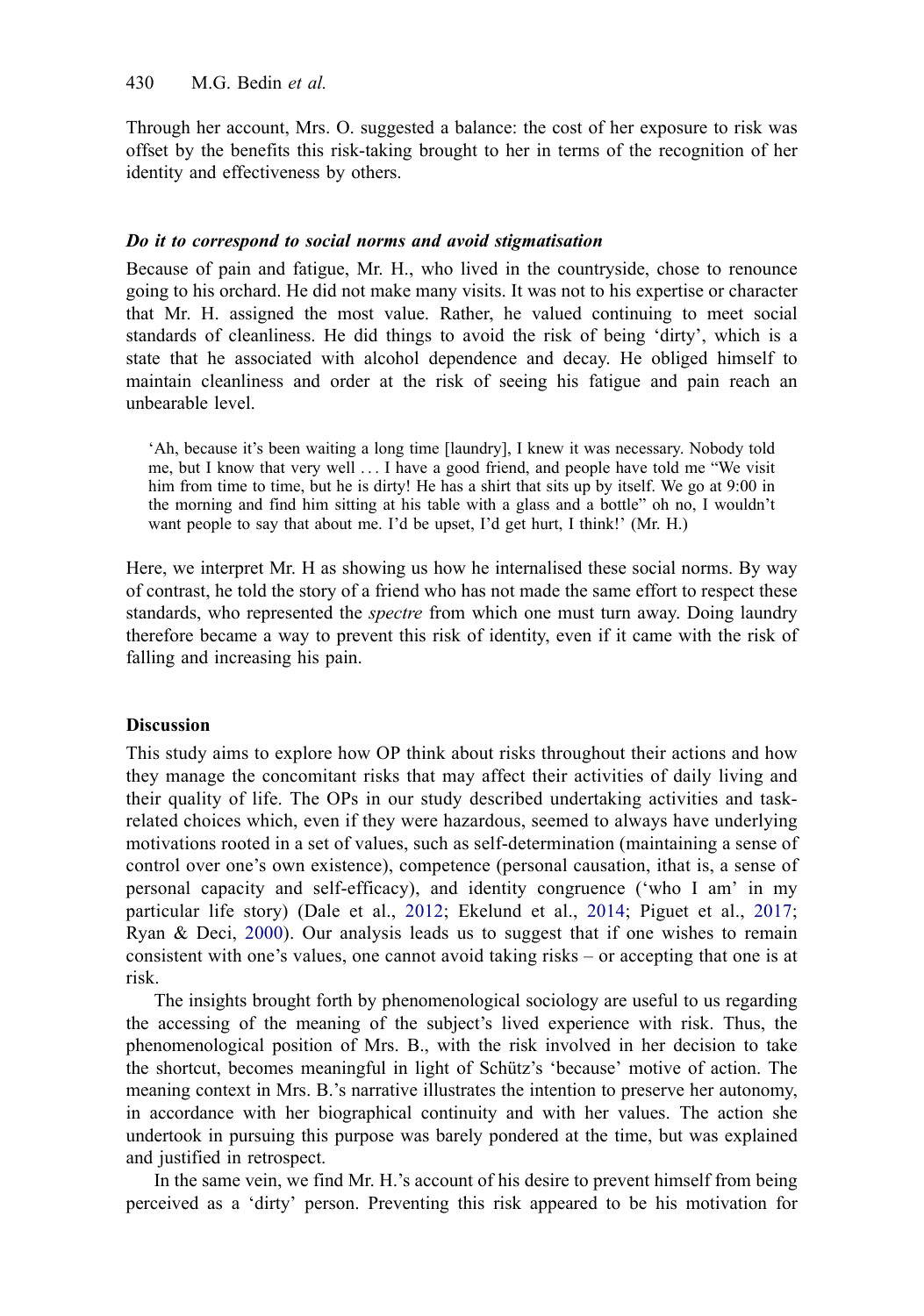Through her account, Mrs. O. suggested a balance: the cost of her exposure to risk was offset by the benefits this risk-taking brought to her in terms of the recognition of her identity and effectiveness by others.

### *Do it to correspond to social norms and avoid stigmatisation*

Because of pain and fatigue, Mr. H., who lived in the countryside, chose to renounce going to his orchard. He did not make many visits. It was not to his expertise or character that Mr. H. assigned the most value. Rather, he valued continuing to meet social standards of cleanliness. He did things to avoid the risk of being 'dirty', which is a state that he associated with alcohol dependence and decay. He obliged himself to maintain cleanliness and order at the risk of seeing his fatigue and pain reach an unbearable level.

> 'Ah, because it's been waiting a long time [laundry], I knew it was necessary. Nobody told me, but I know that very well . . . I have a good friend, and people have told me "We visit him from time to time, but he is dirty! He has a shirt that sits up by itself. We go at 9:00 in the morning and find him sitting at his table with a glass and a bottle" oh no, I wouldn't want people to say that about me. I'd be upset, I'd get hurt, I think!' (Mr. H.)

Here, we interpret Mr. H as showing us how he internalised these social norms. By way of contrast, he told the story of a friend who has not made the same effort to respect these standards, who represented the *spectre* from which one must turn away. Doing laundry therefore became a way to prevent this risk of identity, even if it came with the risk of falling and increasing his pain.

## Discussion

This study aims to explore how OP think about risks throughout their actions and how they manage the concomitant risks that may affect their activities of daily living and their quality of life. The OPs in our study described undertaking activities and task-related choices which, even if they were hazardous, seemed to always have underlying motivations rooted in a set of values, such as self-determination (maintaining a sense of control over one's own existence), competence (personal causation, ithat is, a sense of personal capacity and self-efficacy), and identity congruence ('who I am' in my particular life story) (Dale et al., 2012; Ekelund et al., 2014; Piguet et al., 2017; Ryan & Deci, 2000). Our analysis leads us to suggest that if one wishes to remain consistent with one's values, one cannot avoid taking risks – or accepting that one is at risk.

The insights brought forth by phenomenological sociology are useful to us regarding the accessing of the meaning of the subject's lived experience with risk. Thus, the phenomenological position of Mrs. B., with the risk involved in her decision to take the shortcut, becomes meaningful in light of Schütz's 'because' motive of action. The meaning context in Mrs. B.'s narrative illustrates the intention to preserve her autonomy, in accordance with her biographical continuity and with her values. The action she undertook in pursuing this purpose was barely pondered at the time, but was explained and justified in retrospect.

In the same vein, we find Mr. H.'s account of his desire to prevent himself from being perceived as a 'dirty' person. Preventing this risk appeared to be his motivation for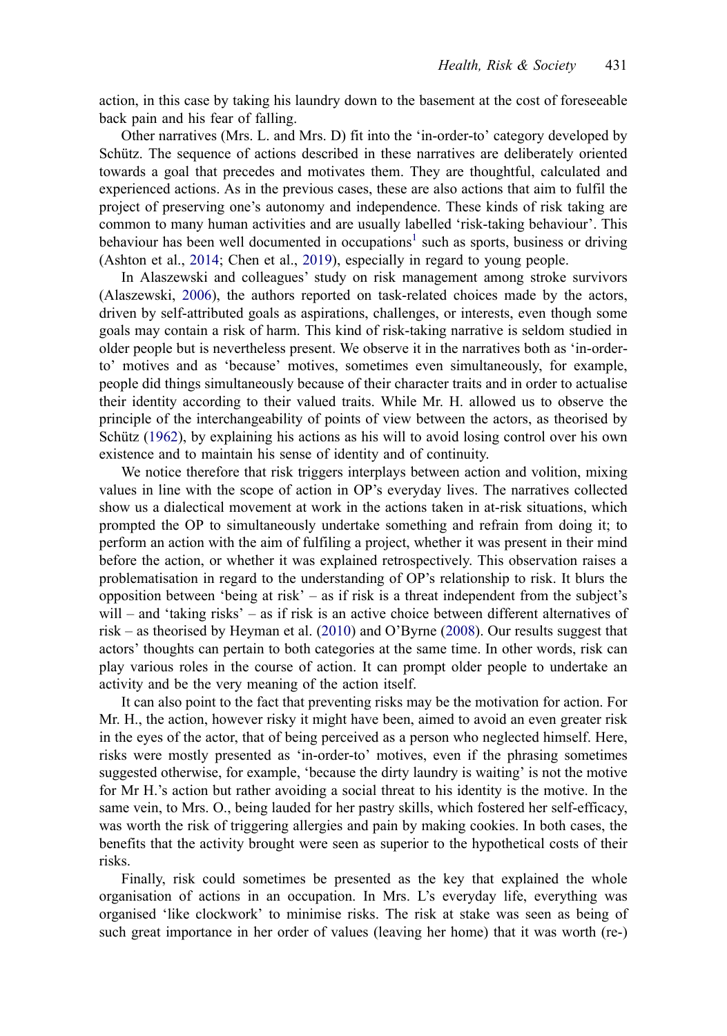action, in this case by taking his laundry down to the basement at the cost of foreseeable back pain and his fear of falling.

Other narratives (Mrs. L. and Mrs. D) fit into the 'in-order-to' category developed by Schütz. The sequence of actions described in these narratives are deliberately oriented towards a goal that precedes and motivates them. They are thoughtful, calculated and experienced actions. As in the previous cases, these are also actions that aim to fulfil the project of preserving one's autonomy and independence. These kinds of risk taking are common to many human activities and are usually labelled 'risk-taking behaviour'. This behaviour has been well documented in occupations[1] such as sports, business or driving (Ashton et al., 2014; Chen et al., 2019), especially in regard to young people.

In Alaszewski and colleagues' study on risk management among stroke survivors (Alaszewski, 2006), the authors reported on task-related choices made by the actors, driven by self-attributed goals as aspirations, challenges, or interests, even though some goals may contain a risk of harm. This kind of risk-taking narrative is seldom studied in older people but is nevertheless present. We observe it in the narratives both as 'in-order-to' motives and as 'because' motives, sometimes even simultaneously, for example, people did things simultaneously because of their character traits and in order to actualise their identity according to their valued traits. While Mr. H. allowed us to observe the principle of the interchangeability of points of view between the actors, as theorised by Schütz (1962), by explaining his actions as his will to avoid losing control over his own existence and to maintain his sense of identity and of continuity.

We notice therefore that risk triggers interplays between action and volition, mixing values in line with the scope of action in OP's everyday lives. The narratives collected show us a dialectical movement at work in the actions taken in at-risk situations, which prompted the OP to simultaneously undertake something and refrain from doing it; to perform an action with the aim of fulfiling a project, whether it was present in their mind before the action, or whether it was explained retrospectively. This observation raises a problematisation in regard to the understanding of OP's relationship to risk. It blurs the opposition between 'being at risk' – as if risk is a threat independent from the subject's will – and 'taking risks' – as if risk is an active choice between different alternatives of risk – as theorised by Heyman et al. (2010) and O'Byrne (2008). Our results suggest that actors' thoughts can pertain to both categories at the same time. In other words, risk can play various roles in the course of action. It can prompt older people to undertake an activity and be the very meaning of the action itself.

It can also point to the fact that preventing risks may be the motivation for action. For Mr. H., the action, however risky it might have been, aimed to avoid an even greater risk in the eyes of the actor, that of being perceived as a person who neglected himself. Here, risks were mostly presented as 'in-order-to' motives, even if the phrasing sometimes suggested otherwise, for example, 'because the dirty laundry is waiting' is not the motive for Mr H.'s action but rather avoiding a social threat to his identity is the motive. In the same vein, to Mrs. O., being lauded for her pastry skills, which fostered her self-efficacy, was worth the risk of triggering allergies and pain by making cookies. In both cases, the benefits that the activity brought were seen as superior to the hypothetical costs of their risks.

Finally, risk could sometimes be presented as the key that explained the whole organisation of actions in an occupation. In Mrs. L's everyday life, everything was organised 'like clockwork' to minimise risks. The risk at stake was seen as being of such great importance in her order of values (leaving her home) that it was worth (re-)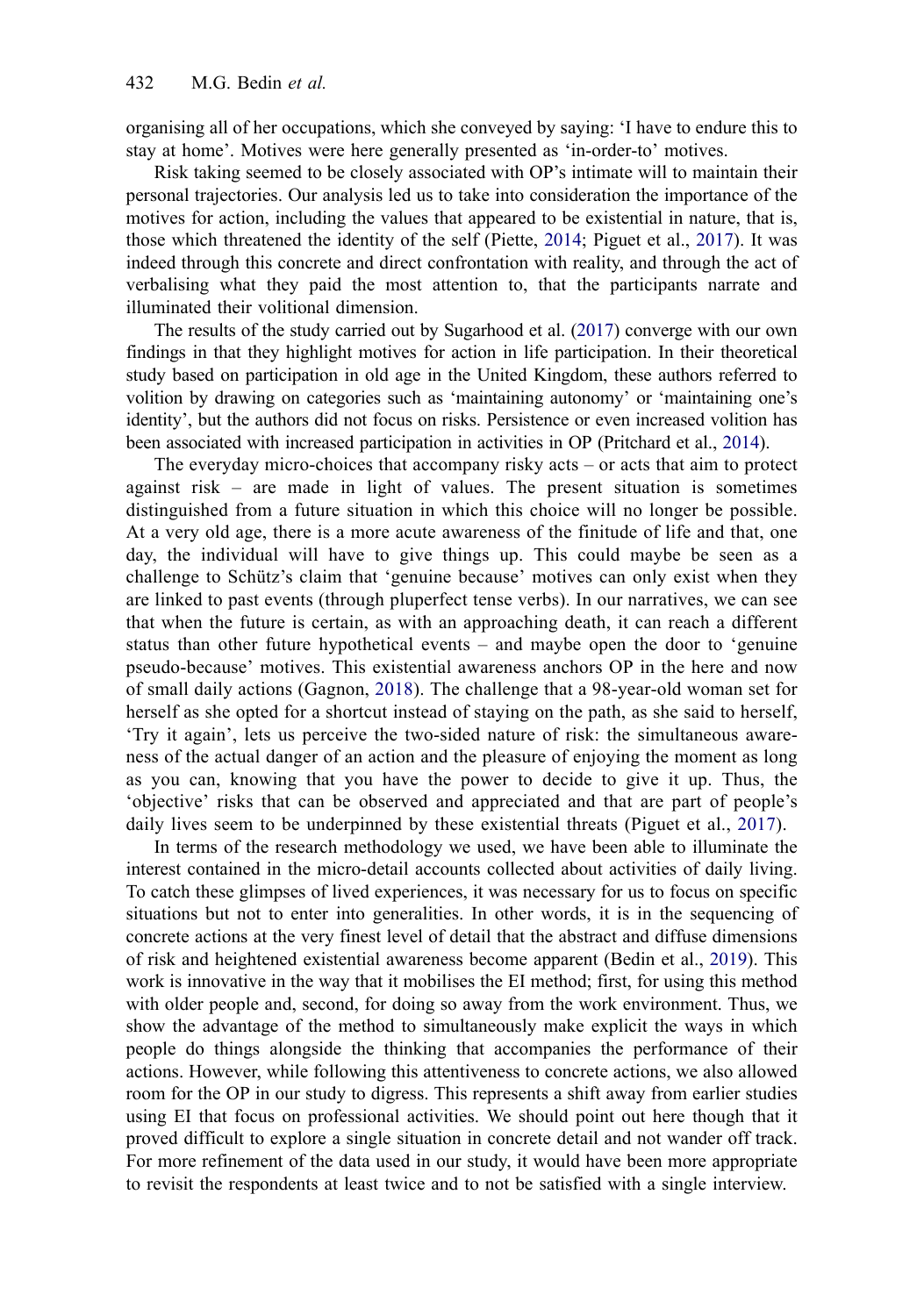organising all of her occupations, which she conveyed by saying: 'I have to endure this to stay at home'. Motives were here generally presented as 'in-order-to' motives.

Risk taking seemed to be closely associated with OP's intimate will to maintain their personal trajectories. Our analysis led us to take into consideration the importance of the motives for action, including the values that appeared to be existential in nature, that is, those which threatened the identity of the self (Piette, 2014; Piguet et al., 2017). It was indeed through this concrete and direct confrontation with reality, and through the act of verbalising what they paid the most attention to, that the participants narrate and illuminated their volitional dimension.

The results of the study carried out by Sugarhood et al. (2017) converge with our own findings in that they highlight motives for action in life participation. In their theoretical study based on participation in old age in the United Kingdom, these authors referred to volition by drawing on categories such as 'maintaining autonomy' or 'maintaining one's identity', but the authors did not focus on risks. Persistence or even increased volition has been associated with increased participation in activities in OP (Pritchard et al., 2014).

The everyday micro-choices that accompany risky acts – or acts that aim to protect against risk – are made in light of values. The present situation is sometimes distinguished from a future situation in which this choice will no longer be possible. At a very old age, there is a more acute awareness of the finitude of life and that, one day, the individual will have to give things up. This could maybe be seen as a challenge to Schütz's claim that 'genuine because' motives can only exist when they are linked to past events (through pluperfect tense verbs). In our narratives, we can see that when the future is certain, as with an approaching death, it can reach a different status than other future hypothetical events – and maybe open the door to 'genuine pseudo-because' motives. This existential awareness anchors OP in the here and now of small daily actions (Gagnon, 2018). The challenge that a 98-year-old woman set for herself as she opted for a shortcut instead of staying on the path, as she said to herself, 'Try it again', lets us perceive the two-sided nature of risk: the simultaneous awareness of the actual danger of an action and the pleasure of enjoying the moment as long as you can, knowing that you have the power to decide to give it up. Thus, the 'objective' risks that can be observed and appreciated and that are part of people's daily lives seem to be underpinned by these existential threats (Piguet et al., 2017).

In terms of the research methodology we used, we have been able to illuminate the interest contained in the micro-detail accounts collected about activities of daily living. To catch these glimpses of lived experiences, it was necessary for us to focus on specific situations but not to enter into generalities. In other words, it is in the sequencing of concrete actions at the very finest level of detail that the abstract and diffuse dimensions of risk and heightened existential awareness become apparent (Bedin et al., 2019). This work is innovative in the way that it mobilises the EI method; first, for using this method with older people and, second, for doing so away from the work environment. Thus, we show the advantage of the method to simultaneously make explicit the ways in which people do things alongside the thinking that accompanies the performance of their actions. However, while following this attentiveness to concrete actions, we also allowed room for the OP in our study to digress. This represents a shift away from earlier studies using EI that focus on professional activities. We should point out here though that it proved difficult to explore a single situation in concrete detail and not wander off track. For more refinement of the data used in our study, it would have been more appropriate to revisit the respondents at least twice and to not be satisfied with a single interview.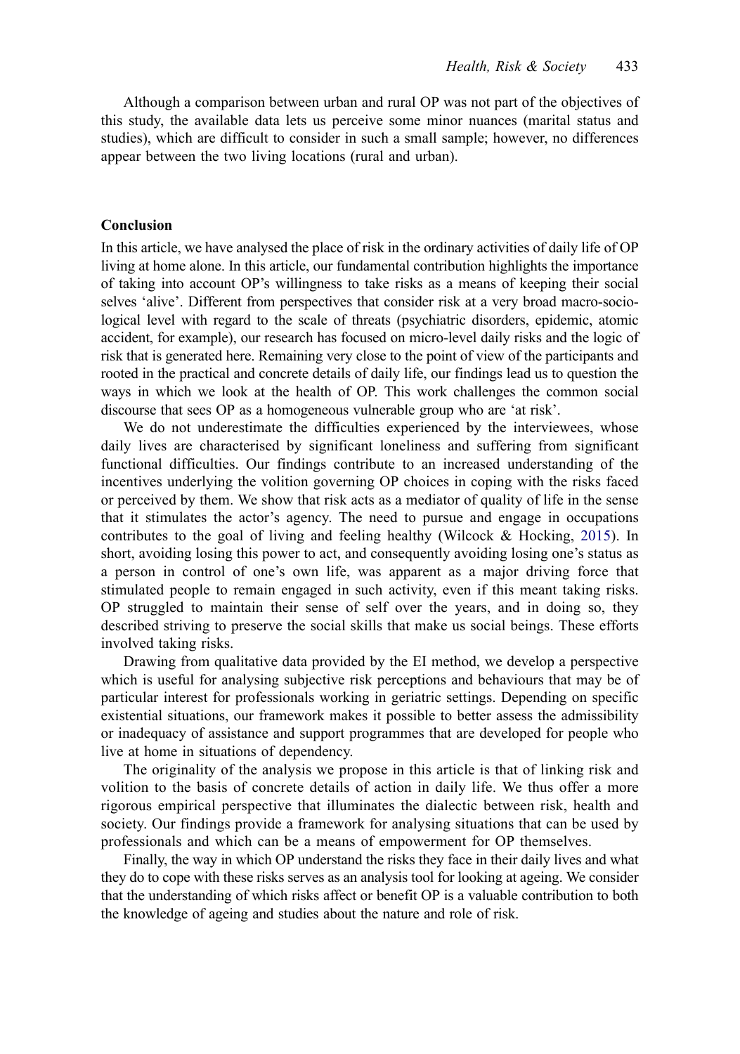Although a comparison between urban and rural OP was not part of the objectives of this study, the available data lets us perceive some minor nuances (marital status and studies), which are difficult to consider in such a small sample; however, no differences appear between the two living locations (rural and urban).

## Conclusion

In this article, we have analysed the place of risk in the ordinary activities of daily life of OP living at home alone. In this article, our fundamental contribution highlights the importance of taking into account OP's willingness to take risks as a means of keeping their social selves 'alive'. Different from perspectives that consider risk at a very broad macro-sociological level with regard to the scale of threats (psychiatric disorders, epidemic, atomic accident, for example), our research has focused on micro-level daily risks and the logic of risk that is generated here. Remaining very close to the point of view of the participants and rooted in the practical and concrete details of daily life, our findings lead us to question the ways in which we look at the health of OP. This work challenges the common social discourse that sees OP as a homogeneous vulnerable group who are 'at risk'.

We do not underestimate the difficulties experienced by the interviewees, whose daily lives are characterised by significant loneliness and suffering from significant functional difficulties. Our findings contribute to an increased understanding of the incentives underlying the volition governing OP choices in coping with the risks faced or perceived by them. We show that risk acts as a mediator of quality of life in the sense that it stimulates the actor's agency. The need to pursue and engage in occupations contributes to the goal of living and feeling healthy (Wilcock & Hocking, 2015). In short, avoiding losing this power to act, and consequently avoiding losing one's status as a person in control of one's own life, was apparent as a major driving force that stimulated people to remain engaged in such activity, even if this meant taking risks. OP struggled to maintain their sense of self over the years, and in doing so, they described striving to preserve the social skills that make us social beings. These efforts involved taking risks.

Drawing from qualitative data provided by the EI method, we develop a perspective which is useful for analysing subjective risk perceptions and behaviours that may be of particular interest for professionals working in geriatric settings. Depending on specific existential situations, our framework makes it possible to better assess the admissibility or inadequacy of assistance and support programmes that are developed for people who live at home in situations of dependency.

The originality of the analysis we propose in this article is that of linking risk and volition to the basis of concrete details of action in daily life. We thus offer a more rigorous empirical perspective that illuminates the dialectic between risk, health and society. Our findings provide a framework for analysing situations that can be used by professionals and which can be a means of empowerment for OP themselves.

Finally, the way in which OP understand the risks they face in their daily lives and what they do to cope with these risks serves as an analysis tool for looking at ageing. We consider that the understanding of which risks affect or benefit OP is a valuable contribution to both the knowledge of ageing and studies about the nature and role of risk.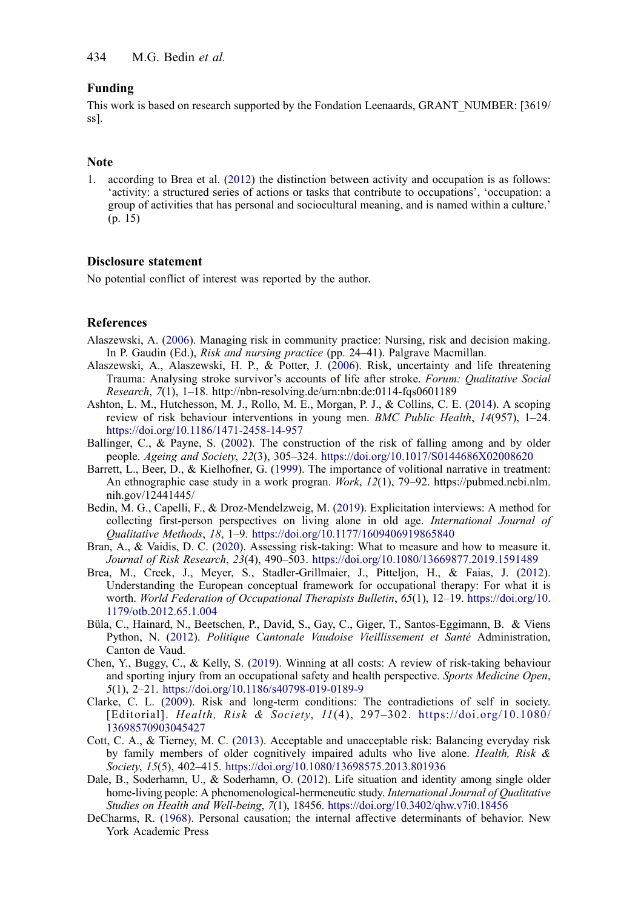## Funding

This work is based on research supported by the Fondation Leenaards, GRANT_NUMBER: [3619/ss].

## Note

1. according to Brea et al. (2012) the distinction between activity and occupation is as follows: 'activity: a structured series of actions or tasks that contribute to occupations', 'occupation: a group of activities that has personal and sociocultural meaning, and is named within a culture.' (p. 15)

## Disclosure statement

No potential conflict of interest was reported by the author.

## References

Alaszewski, A. (2006). Managing risk in community practice: Nursing, risk and decision making. In P. Gaudin (Ed.), *Risk and nursing practice* (pp. 24–41). Palgrave Macmillan.

Alaszewski, A., Alaszewski, H. P., & Potter, J. (2006). Risk, uncertainty and life threatening Trauma: Analysing stroke survivor's accounts of life after stroke. *Forum: Qualitative Social Research*, *7*(1), 1–18. http://nbn-resolving.de/urn:nbn:de:0114-fqs0601189

Ashton, L. M., Hutchesson, M. J., Rollo, M. E., Morgan, P. J., & Collins, C. E. (2014). A scoping review of risk behaviour interventions in young men. *BMC Public Health*, *14*(957), 1–24. https://doi.org/10.1186/1471-2458-14-957

Ballinger, C., & Payne, S. (2002). The construction of the risk of falling among and by older people. *Ageing and Society*, *22*(3), 305–324. https://doi.org/10.1017/S0144686X02008620

Barrett, L., Beer, D., & Kielhofner, G. (1999). The importance of volitional narrative in treatment: An ethnographic case study in a work progran. *Work*, *12*(1), 79–92. https://pubmed.ncbi.nlm.nih.gov/12441445/

Bedin, M. G., Capelli, F., & Droz-Mendelzweig, M. (2019). Explicitation interviews: A method for collecting first-person perspectives on living alone in old age. *International Journal of Qualitative Methods*, *18*, 1–9. https://doi.org/10.1177/1609406919865840

Bran, A., & Vaidis, D. C. (2020). Assessing risk-taking: What to measure and how to measure it. *Journal of Risk Research*, *23*(4), 490–503. https://doi.org/10.1080/13669877.2019.1591489

Brea, M., Creek, J., Meyer, S., Stadler-Grillmaier, J., Pitteljon, H., & Faias, J. (2012). Understanding the European conceptual framework for occupational therapy: For what it is worth. *World Federation of Occupational Therapists Bulletin*, *65*(1), 12–19. https://doi.org/10.1179/otb.2012.65.1.004

Büla, C., Hainard, N., Beetschen, P., David, S., Gay, C., Giger, T., Santos-Eggimann, B. & Viens Python, N. (2012). *Politique Cantonale Vaudoise Vieillissement et Santé* Administration, Canton de Vaud.

Chen, Y., Buggy, C., & Kelly, S. (2019). Winning at all costs: A review of risk-taking behaviour and sporting injury from an occupational safety and health perspective. *Sports Medicine Open*, *5*(1), 2–21. https://doi.org/10.1186/s40798-019-0189-9

Clarke, C. L. (2009). Risk and long-term conditions: The contradictions of self in society. [Editorial]. *Health, Risk & Society*, *11*(4), 297–302. https://doi.org/10.1080/13698570903045427

Cott, C. A., & Tierney, M. C. (2013). Acceptable and unacceptable risk: Balancing everyday risk by family members of older cognitively impaired adults who live alone. *Health, Risk & Society*, *15*(5), 402–415. https://doi.org/10.1080/13698575.2013.801936

Dale, B., Soderhamn, U., & Soderhamn, O. (2012). Life situation and identity among single older home-living people: A phenomenological-hermeneutic study. *International Journal of Qualitative Studies on Health and Well-being*, *7*(1), 18456. https://doi.org/10.3402/qhw.v7i0.18456

DeCharms, R. (1968). Personal causation; the internal affective determinants of behavior. New York Academic Press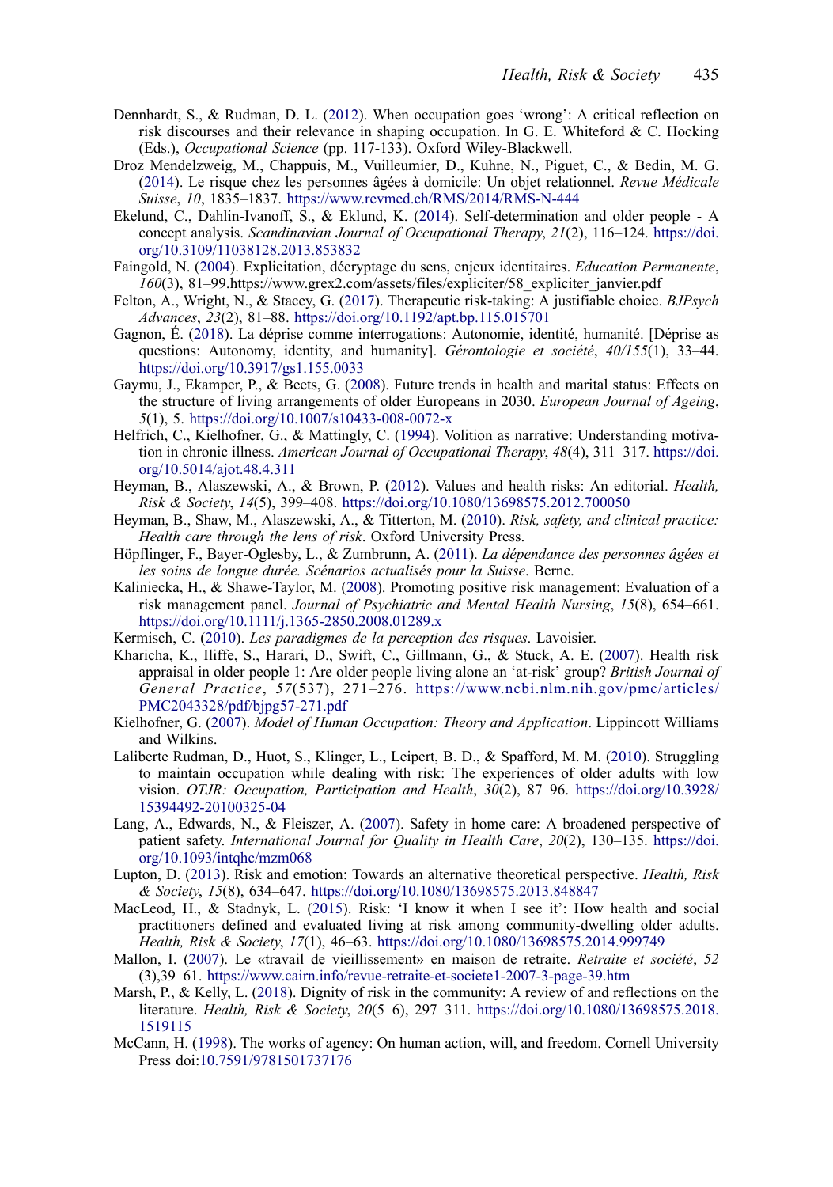Dennhardt, S., & Rudman, D. L. (2012). When occupation goes 'wrong': A critical reflection on risk discourses and their relevance in shaping occupation. In G. E. Whiteford & C. Hocking (Eds.), *Occupational Science* (pp. 117-133). Oxford Wiley-Blackwell.

Droz Mendelzweig, M., Chappuis, M., Vuilleumier, D., Kuhne, N., Piguet, C., & Bedin, M. G. (2014). Le risque chez les personnes âgées à domicile: Un objet relationnel. *Revue Médicale Suisse*, *10*, 1835–1837. https://www.revmed.ch/RMS/2014/RMS-N-444

Ekelund, C., Dahlin-Ivanoff, S., & Eklund, K. (2014). Self-determination and older people - A concept analysis. *Scandinavian Journal of Occupational Therapy*, *21*(2), 116–124. https://doi.org/10.3109/11038128.2013.853832

Faingold, N. (2004). Explicitation, décryptage du sens, enjeux identitaires. *Education Permanente*, *160*(3), 81–99.https://www.grex2.com/assets/files/expliciter/58_expliciter_janvier.pdf

Felton, A., Wright, N., & Stacey, G. (2017). Therapeutic risk-taking: A justifiable choice. *BJPsych Advances*, *23*(2), 81–88. https://doi.org/10.1192/apt.bp.115.015701

Gagnon, É. (2018). La déprise comme interrogations: Autonomie, identité, humanité. [Déprise as questions: Autonomy, identity, and humanity]. *Gérontologie et société*, *40/155*(1), 33–44. https://doi.org/10.3917/gs1.155.0033

Gaymu, J., Ekamper, P., & Beets, G. (2008). Future trends in health and marital status: Effects on the structure of living arrangements of older Europeans in 2030. *European Journal of Ageing*, *5*(1), 5. https://doi.org/10.1007/s10433-008-0072-x

Helfrich, C., Kielhofner, G., & Mattingly, C. (1994). Volition as narrative: Understanding motivation in chronic illness. *American Journal of Occupational Therapy*, *48*(4), 311–317. https://doi.org/10.5014/ajot.48.4.311

Heyman, B., Alaszewski, A., & Brown, P. (2012). Values and health risks: An editorial. *Health, Risk & Society*, *14*(5), 399–408. https://doi.org/10.1080/13698575.2012.700050

Heyman, B., Shaw, M., Alaszewski, A., & Titterton, M. (2010). *Risk, safety, and clinical practice: Health care through the lens of risk*. Oxford University Press.

Höpflinger, F., Bayer-Oglesby, L., & Zumbrunn, A. (2011). *La dépendance des personnes âgées et les soins de longue durée. Scénarios actualisés pour la Suisse*. Berne.

Kaliniecka, H., & Shawe-Taylor, M. (2008). Promoting positive risk management: Evaluation of a risk management panel. *Journal of Psychiatric and Mental Health Nursing*, *15*(8), 654–661. https://doi.org/10.1111/j.1365-2850.2008.01289.x

Kermisch, C. (2010). *Les paradigmes de la perception des risques*. Lavoisier.

Kharicha, K., Iliffe, S., Harari, D., Swift, C., Gillmann, G., & Stuck, A. E. (2007). Health risk appraisal in older people 1: Are older people living alone an 'at-risk' group? *British Journal of General Practice*, *57*(537), 271–276. https://www.ncbi.nlm.nih.gov/pmc/articles/PMC2043328/pdf/bjgp57-271.pdf

Kielhofner, G. (2007). *Model of Human Occupation: Theory and Application*. Lippincott Williams and Wilkins.

Laliberte Rudman, D., Huot, S., Klinger, L., Leipert, B. D., & Spafford, M. M. (2010). Struggling to maintain occupation while dealing with risk: The experiences of older adults with low vision. *OTJR: Occupation, Participation and Health*, *30*(2), 87–96. https://doi.org/10.3928/15394492-20100325-04

Lang, A., Edwards, N., & Fleiszer, A. (2007). Safety in home care: A broadened perspective of patient safety. *International Journal for Quality in Health Care*, *20*(2), 130–135. https://doi.org/10.1093/intqhc/mzm068

Lupton, D. (2013). Risk and emotion: Towards an alternative theoretical perspective. *Health, Risk & Society*, *15*(8), 634–647. https://doi.org/10.1080/13698575.2013.848847

MacLeod, H., & Stadnyk, L. (2015). Risk: 'I know it when I see it': How health and social practitioners defined and evaluated living at risk among community-dwelling older adults. *Health, Risk & Society*, *17*(1), 46–63. https://doi.org/10.1080/13698575.2014.999749

Mallon, I. (2007). Le «travail de vieillissement» en maison de retraite. *Retraite et société*, *52* (3),39–61. https://www.cairn.info/revue-retraite-et-societe1-2007-3-page-39.htm

Marsh, P., & Kelly, L. (2018). Dignity of risk in the community: A review of and reflections on the literature. *Health, Risk & Society*, *20*(5–6), 297–311. https://doi.org/10.1080/13698575.2018.1519115

McCann, H. (1998). The works of agency: On human action, will, and freedom. Cornell University Press doi:10.7591/9781501737176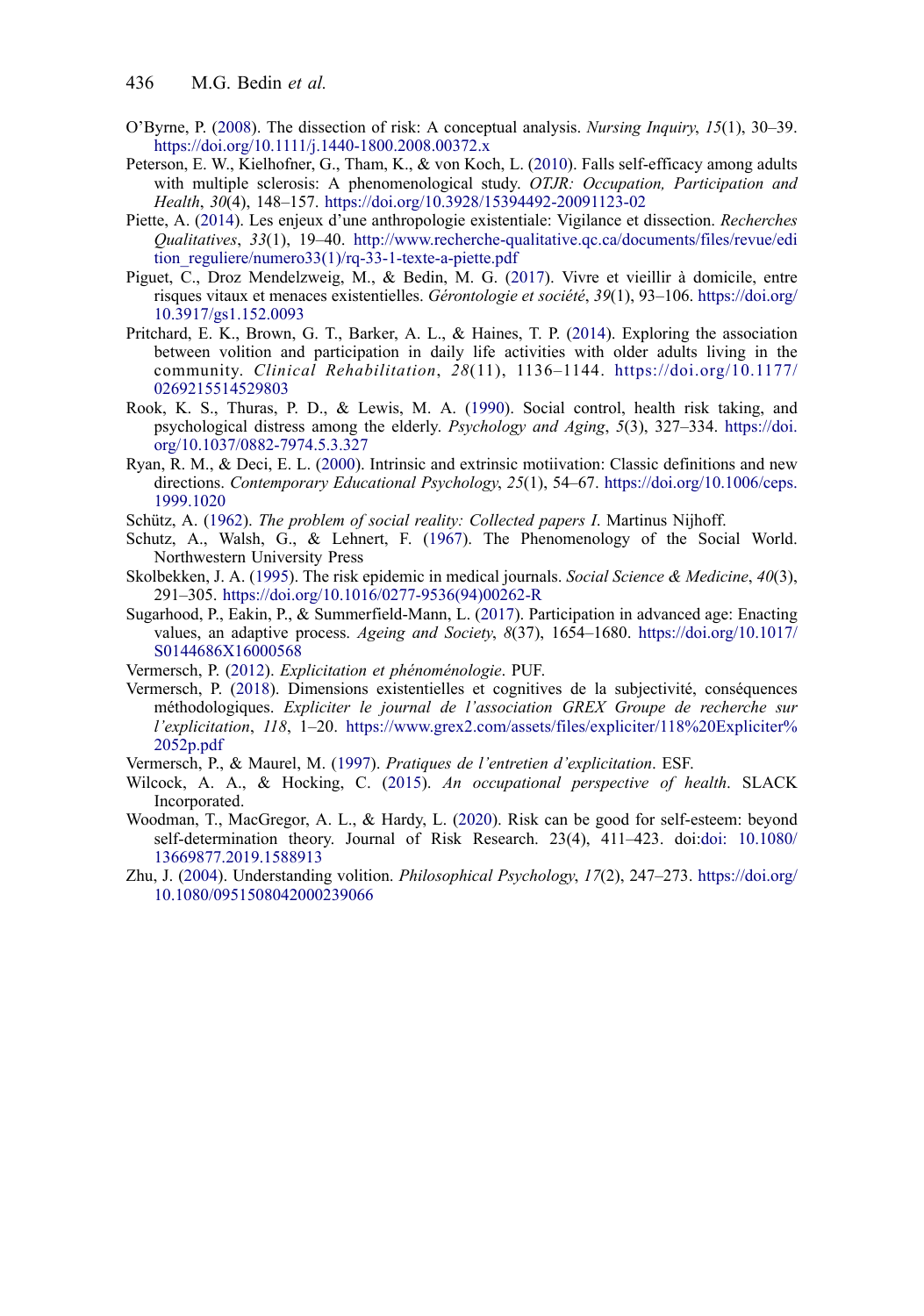O'Byrne, P. (2008). The dissection of risk: A conceptual analysis. *Nursing Inquiry*, *15*(1), 30–39. https://doi.org/10.1111/j.1440-1800.2008.00372.x

Peterson, E. W., Kielhofner, G., Tham, K., & von Koch, L. (2010). Falls self-efficacy among adults with multiple sclerosis: A phenomenological study. *OTJR: Occupation, Participation and Health*, *30*(4), 148–157. https://doi.org/10.3928/15394492-20091123-02

Piette, A. (2014). Les enjeux d'une anthropologie existentiale: Vigilance et dissection. *Recherches Qualitatives*, *33*(1), 19–40. http://www.recherche-qualitative.qc.ca/documents/files/revue/edition_reguliere/numero33(1)/rq-33-1-texte-a-piette.pdf

Piguet, C., Droz Mendelzweig, M., & Bedin, M. G. (2017). Vivre et vieillir à domicile, entre risques vitaux et menaces existentielles. *Gérontologie et société*, *39*(1), 93–106. https://doi.org/10.3917/gs1.152.0093

Pritchard, E. K., Brown, G. T., Barker, A. L., & Haines, T. P. (2014). Exploring the association between volition and participation in daily life activities with older adults living in the community. *Clinical Rehabilitation*, *28*(11), 1136–1144. https://doi.org/10.1177/0269215514529803

Rook, K. S., Thuras, P. D., & Lewis, M. A. (1990). Social control, health risk taking, and psychological distress among the elderly. *Psychology and Aging*, *5*(3), 327–334. https://doi.org/10.1037/0882-7974.5.3.327

Ryan, R. M., & Deci, E. L. (2000). Intrinsic and extrinsic motiivation: Classic definitions and new directions. *Contemporary Educational Psychology*, *25*(1), 54–67. https://doi.org/10.1006/ceps.1999.1020

Schütz, A. (1962). *The problem of social reality: Collected papers I*. Martinus Nijhoff.

Schutz, A., Walsh, G., & Lehnert, F. (1967). The Phenomenology of the Social World. Northwestern University Press

Skolbekken, J. A. (1995). The risk epidemic in medical journals. *Social Science & Medicine*, *40*(3), 291–305. https://doi.org/10.1016/0277-9536(94)00262-R

Sugarhood, P., Eakin, P., & Summerfield-Mann, L. (2017). Participation in advanced age: Enacting values, an adaptive process. *Ageing and Society*, *8*(37), 1654–1680. https://doi.org/10.1017/S0144686X16000568

Vermersch, P. (2012). *Explicitation et phénoménologie*. PUF.

Vermersch, P. (2018). Dimensions existentielles et cognitives de la subjectivité, conséquences méthodologiques. *Expliciter le journal de l'association GREX Groupe de recherche sur l'explicitation*, *118*, 1–20. https://www.grex2.com/assets/files/expliciter/118%20Expliciter%2052p.pdf

Vermersch, P., & Maurel, M. (1997). *Pratiques de l'entretien d'explicitation*. ESF.

Wilcock, A. A., & Hocking, C. (2015). *An occupational perspective of health*. SLACK Incorporated.

Woodman, T., MacGregor, A. L., & Hardy, L. (2020). Risk can be good for self-esteem: beyond self-determination theory. Journal of Risk Research. 23(4), 411–423. doi:doi: 10.1080/13669877.2019.1588913

Zhu, J. (2004). Understanding volition. *Philosophical Psychology*, *17*(2), 247–273. https://doi.org/10.1080/0951508042000239066